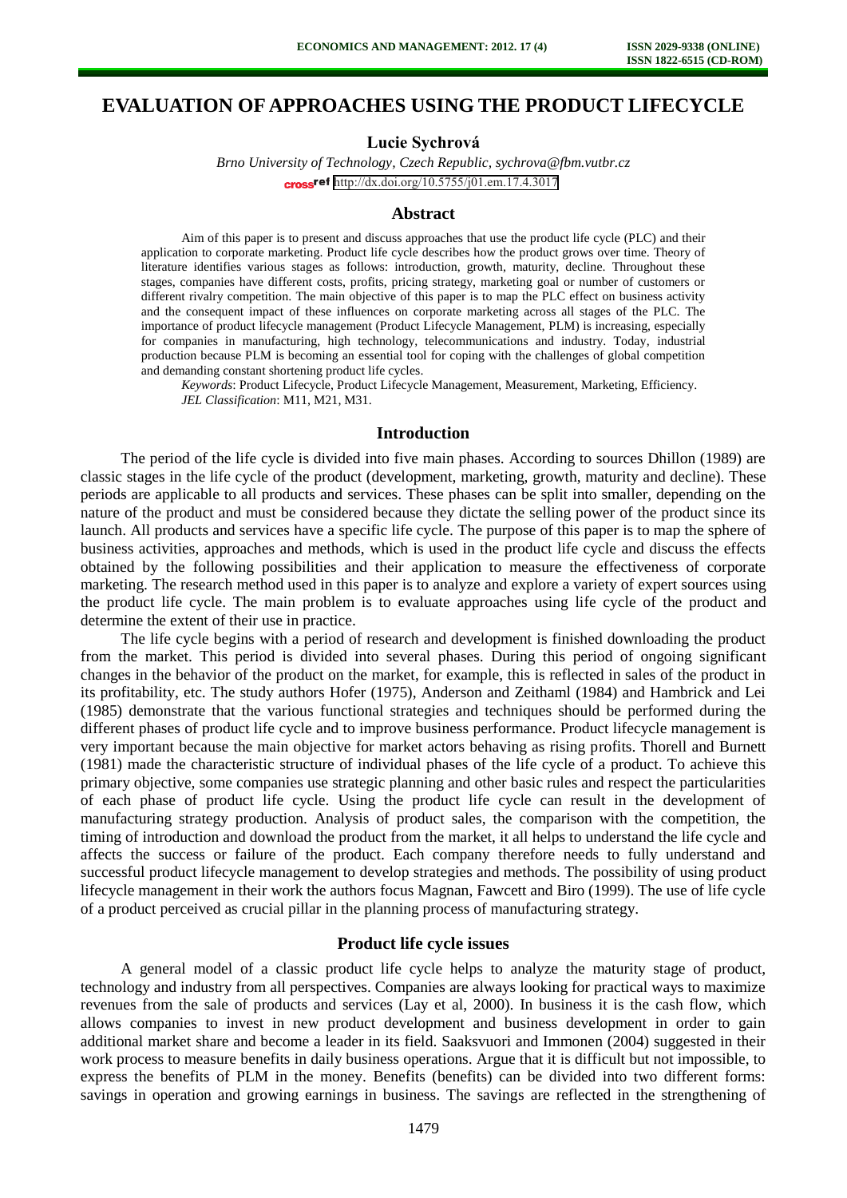# EVALUATION OF APPROACHES USING THE PRODUCT LIFECYCLE

**Lucie Sychrová**

*Brno University of Technology, Czech Republic, sychrova@fbm.vutbr.cz*

http://dx.doi.org/10.5755/j01.em.17.4.3017

## Abstract

Aim of this paper is to present and discuss approaches that use the product life cycle (PLC) and their application to corporate marketing. Product life cycle describes how the product grows over time. Theory of literature identifies various stages as follows: introduction, growth, maturity, decline. Throughout these stages, companies have different costs, profits, pricing strategy, marketing goal or number of customers or different rivalry competition. The main objective of this paper is to map the PLC effect on business activity and the consequent impact of these influences on corporate marketing across all stages of the PLC. The importance of product lifecycle management (Product Lifecycle Management, PLM) is increasing, especially for companies in manufacturing, high technology, telecommunications and industry. Today, industrial production because PLM is becoming an essential tool for coping with the challenges of global competition and demanding constant shortening product life cycles.

*Keywords*: Product Lifecycle, Product Lifecycle Management, Measurement, Marketing, Efficiency.

*JEL Classification*: M11, M21, M31.

## Introduction

The period of the life cycle is divided into five main phases. According to sources Dhillon (1989) are classic stages in the life cycle of the product (development, marketing, growth, maturity and decline). These periods are applicable to all products and services. These phases can be split into smaller, depending on the nature of the product and must be considered because they dictate the selling power of the product since its launch. All products and services have a specific life cycle. The purpose of this paper is to map the sphere of business activities, approaches and methods, which is used in the product life cycle and discuss the effects obtained by the following possibilities and their application to measure the effectiveness of corporate marketing. The research method used in this paper is to analyze and explore a variety of expert sources using the product life cycle. The main problem is to evaluate approaches using life cycle of the product and determine the extent of their use in practice.

The life cycle begins with a period of research and development is finished downloading the product from the market. This period is divided into several phases. During this period of ongoing significant changes in the behavior of the product on the market, for example, this is reflected in sales of the product in its profitability, etc. The study authors Hofer (1975), Anderson and Zeithaml (1984) and Hambrick and Lei (1985) demonstrate that the various functional strategies and techniques should be performed during the different phases of product life cycle and to improve business performance. Product lifecycle management is very important because the main objective for market actors behaving as rising profits. Thorell and Burnett (1981) made the characteristic structure of individual phases of the life cycle of a product. To achieve this primary objective, some companies use strategic planning and other basic rules and respect the particularities of each phase of product life cycle. Using the product life cycle can result in the development of manufacturing strategy production. Analysis of product sales, the comparison with the competition, the timing of introduction and download the product from the market, it all helps to understand the life cycle and affects the success or failure of the product. Each company therefore needs to fully understand and successful product lifecycle management to develop strategies and methods. The possibility of using product lifecycle management in their work the authors focus Magnan, Fawcett and Biro (1999). The use of life cycle of a product perceived as crucial pillar in the planning process of manufacturing strategy.

## Product life cycle issues

A general model of a classic product life cycle helps to analyze the maturity stage of product, technology and industry from all perspectives. Companies are always looking for practical ways to maximize revenues from the sale of products and services (Lay et al, 2000). In business it is the cash flow, which allows companies to invest in new product development and business development in order to gain additional market share and become a leader in its field. Saaksvuori and Immonen (2004) suggested in their work process to measure benefits in daily business operations. Argue that it is difficult but not impossible, to express the benefits of PLM in the money. Benefits (benefits) can be divided into two different forms: savings in operation and growing earnings in business. The savings are reflected in the strengthening of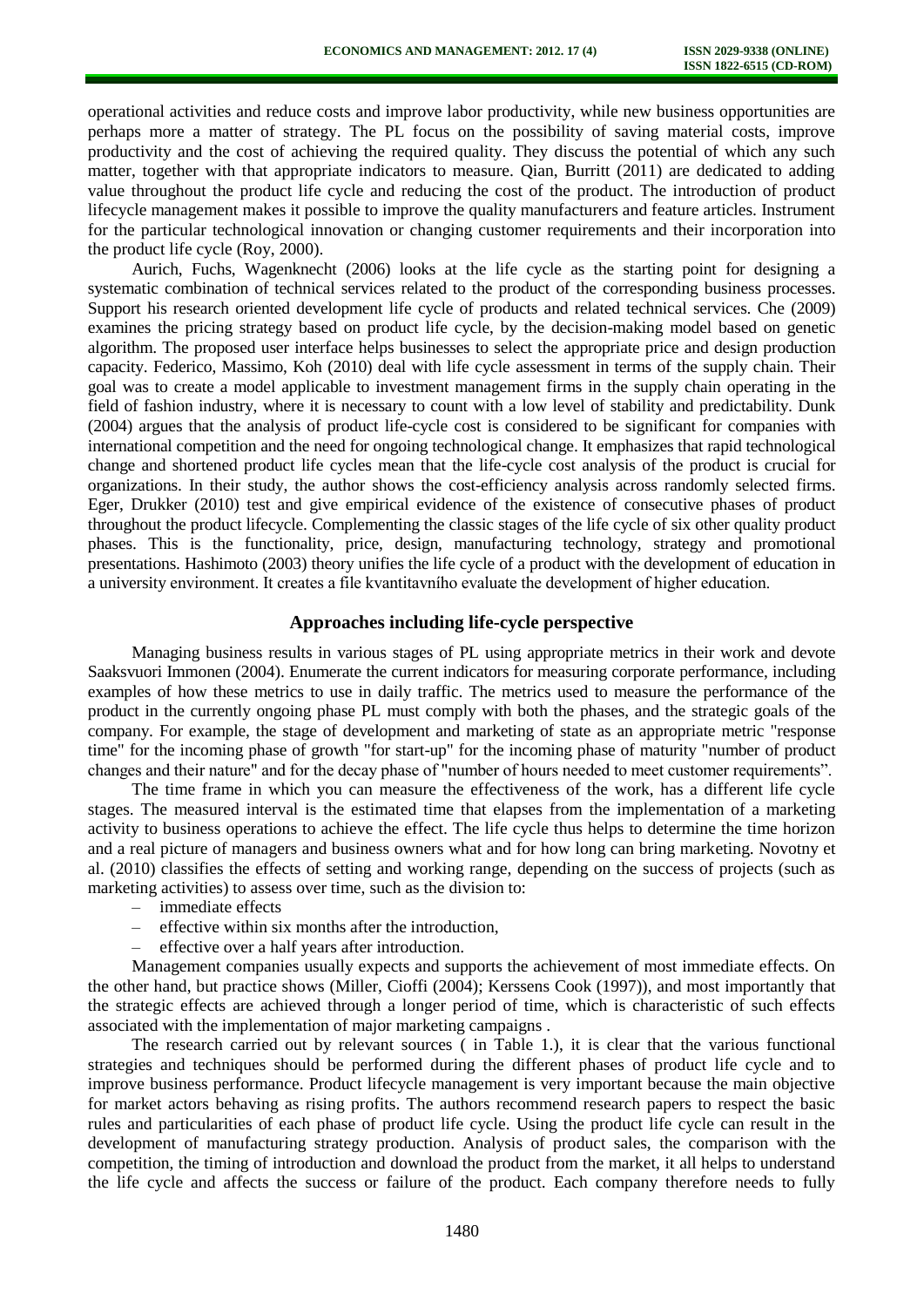operational activities and reduce costs and improve labor productivity, while new business opportunities are perhaps more a matter of strategy. The PL focus on the possibility of saving material costs, improve productivity and the cost of achieving the required quality. They discuss the potential of which any such matter, together with that appropriate indicators to measure. Qian, Burritt (2011) are dedicated to adding value throughout the product life cycle and reducing the cost of the product. The introduction of product lifecycle management makes it possible to improve the quality manufacturers and feature articles. Instrument for the particular technological innovation or changing customer requirements and their incorporation into the product life cycle (Roy, 2000).

Aurich, Fuchs, Wagenknecht (2006) looks at the life cycle as the starting point for designing a systematic combination of technical services related to the product of the corresponding business processes. Support his research oriented development life cycle of products and related technical services. Che (2009) examines the pricing strategy based on product life cycle, by the decision-making model based on genetic algorithm. The proposed user interface helps businesses to select the appropriate price and design production capacity. Federico, Massimo, Koh (2010) deal with life cycle assessment in terms of the supply chain. Their goal was to create a model applicable to investment management firms in the supply chain operating in the field of fashion industry, where it is necessary to count with a low level of stability and predictability. Dunk (2004) argues that the analysis of product life-cycle cost is considered to be significant for companies with international competition and the need for ongoing technological change. It emphasizes that rapid technological change and shortened product life cycles mean that the life-cycle cost analysis of the product is crucial for organizations. In their study, the author shows the cost-efficiency analysis across randomly selected firms. Eger, Drukker (2010) test and give empirical evidence of the existence of consecutive phases of product throughout the product lifecycle. Complementing the classic stages of the life cycle of six other quality product phases. This is the functionality, price, design, manufacturing technology, strategy and promotional presentations. Hashimoto (2003) theory unifies the life cycle of a product with the development of education in a university environment. It creates a file kvantitavního evaluate the development of higher education.

## Approaches including life-cycle perspective

Managing business results in various stages of PL using appropriate metrics in their work and devote Saaksvuori Immonen (2004). Enumerate the current indicators for measuring corporate performance, including examples of how these metrics to use in daily traffic. The metrics used to measure the performance of the product in the currently ongoing phase PL must comply with both the phases, and the strategic goals of the company. For example, the stage of development and marketing of state as an appropriate metric "response time" for the incoming phase of growth "for start-up" for the incoming phase of maturity "number of product changes and their nature" and for the decay phase of "number of hours needed to meet customer requirements".

The time frame in which you can measure the effectiveness of the work, has a different life cycle stages. The measured interval is the estimated time that elapses from the implementation of a marketing activity to business operations to achieve the effect. The life cycle thus helps to determine the time horizon and a real picture of managers and business owners what and for how long can bring marketing. Novotny et al. (2010) classifies the effects of setting and working range, depending on the success of projects (such as marketing activities) to assess over time, such as the division to:

- immediate effects
- effective within six months after the introduction,
- effective over a half years after introduction.

Management companies usually expects and supports the achievement of most immediate effects. On the other hand, but practice shows (Miller, Cioffi (2004); Kerssens Cook (1997)), and most importantly that the strategic effects are achieved through a longer period of time, which is characteristic of such effects associated with the implementation of major marketing campaigns .

The research carried out by relevant sources ( in Table 1.), it is clear that the various functional strategies and techniques should be performed during the different phases of product life cycle and to improve business performance. Product lifecycle management is very important because the main objective for market actors behaving as rising profits. The authors recommend research papers to respect the basic rules and particularities of each phase of product life cycle. Using the product life cycle can result in the development of manufacturing strategy production. Analysis of product sales, the comparison with the competition, the timing of introduction and download the product from the market, it all helps to understand the life cycle and affects the success or failure of the product. Each company therefore needs to fully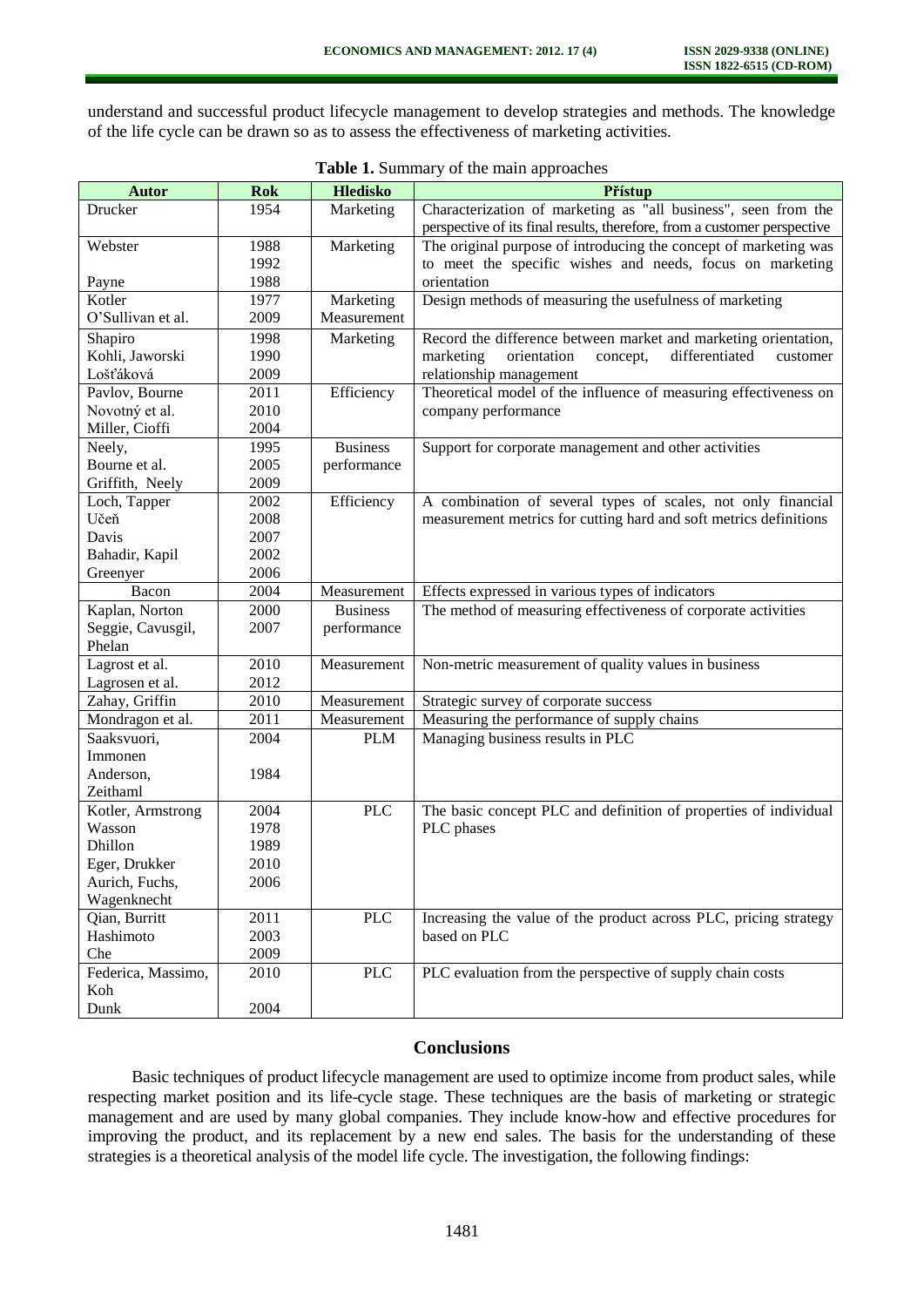understand and successful product lifecycle management to develop strategies and methods. The knowledge of the life cycle can be drawn so as to assess the effectiveness of marketing activities.

**Table 1.** Summary of the main approaches

| Autor | Rok | Hledisko | Přístup |
|---|---|---|---|
| Drucker | 1954 | Marketing | Characterization of marketing as "all business", seen from the perspective of its final results, therefore, from a customer perspective |
| Webster<br><br>Payne | 1988<br>1992<br>1988 | Marketing | The original purpose of introducing the concept of marketing was to meet the specific wishes and needs, focus on marketing orientation |
| Kotler<br>O'Sullivan et al. | 1977<br>2009 | Marketing<br>Measurement | Design methods of measuring the usefulness of marketing |
| Shapiro<br>Kohli, Jaworski<br>Lošťáková | 1998<br>1990<br>2009 | Marketing | Record the difference between market and marketing orientation, marketing orientation concept, differentiated customer relationship management |
| Pavlov, Bourne<br>Novotný et al.<br>Miller, Cioffi | 2011<br>2010<br>2004 | Efficiency | Theoretical model of the influence of measuring effectiveness on company performance |
| Neely,<br>Bourne et al.<br>Griffith, Neely | 1995<br>2005<br>2009 | Business performance | Support for corporate management and other activities |
| Loch, Tapper<br>Učeň<br>Davis<br>Bahadir, Kapil<br>Greenyer | 2002<br>2008<br>2007<br>2002<br>2006 | Efficiency | A combination of several types of scales, not only financial measurement metrics for cutting hard and soft metrics definitions |
| Bacon | 2004 | Measurement | Effects expressed in various types of indicators |
| Kaplan, Norton<br>Seggie, Cavusgil, Phelan | 2000<br>2007 | Business performance | The method of measuring effectiveness of corporate activities |
| Lagrost et al.<br>Lagrosen et al. | 2010<br>2012 | Measurement | Non-metric measurement of quality values in business |
| Zahay, Griffin | 2010 | Measurement | Strategic survey of corporate success |
| Mondragon et al. | 2011 | Measurement | Measuring the performance of supply chains |
| Saaksvuori, Immonen<br>Anderson, Zeithaml | 2004<br><br>1984 | PLM | Managing business results in PLC |
| Kotler, Armstrong<br>Wasson<br>Dhillon<br>Eger, Drukker<br>Aurich, Fuchs, Wagenknecht | 2004<br>1978<br>1989<br>2010<br>2006 | PLC | The basic concept PLC and definition of properties of individual PLC phases |
| Qian, Burritt<br>Hashimoto<br>Che | 2011<br>2003<br>2009 | PLC | Increasing the value of the product across PLC, pricing strategy based on PLC |
| Federica, Massimo, Koh<br>Dunk | 2010<br><br>2004 | PLC | PLC evaluation from the perspective of supply chain costs |

## Conclusions

Basic techniques of product lifecycle management are used to optimize income from product sales, while respecting market position and its life-cycle stage. These techniques are the basis of marketing or strategic management and are used by many global companies. They include know-how and effective procedures for improving the product, and its replacement by a new end sales. The basis for the understanding of these strategies is a theoretical analysis of the model life cycle. The investigation, the following findings: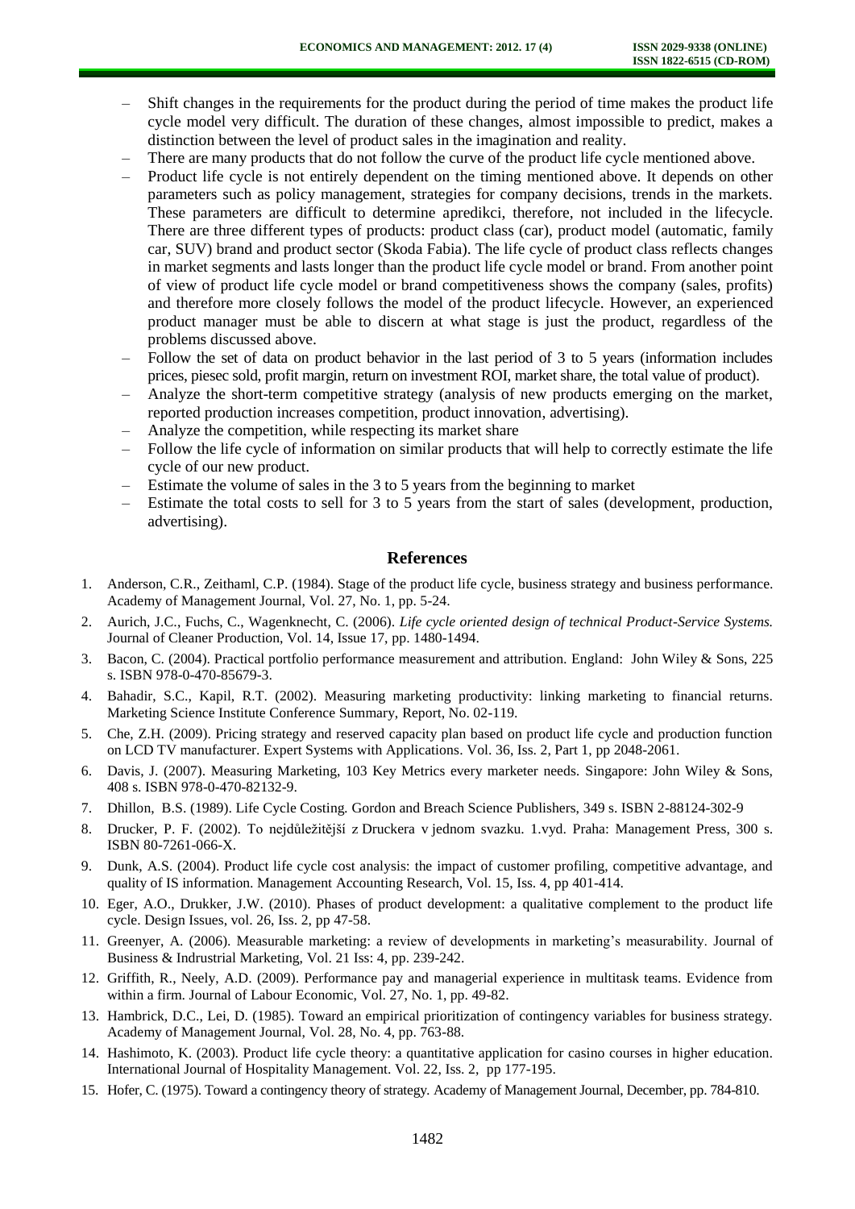- Shift changes in the requirements for the product during the period of time makes the product life cycle model very difficult. The duration of these changes, almost impossible to predict, makes a distinction between the level of product sales in the imagination and reality.
- There are many products that do not follow the curve of the product life cycle mentioned above.
- Product life cycle is not entirely dependent on the timing mentioned above. It depends on other parameters such as policy management, strategies for company decisions, trends in the markets. These parameters are difficult to determine apredikci, therefore, not included in the lifecycle. There are three different types of products: product class (car), product model (automatic, family car, SUV) brand and product sector (Skoda Fabia). The life cycle of product class reflects changes in market segments and lasts longer than the product life cycle model or brand. From another point of view of product life cycle model or brand competitiveness shows the company (sales, profits) and therefore more closely follows the model of the product lifecycle. However, an experienced product manager must be able to discern at what stage is just the product, regardless of the problems discussed above.
- Follow the set of data on product behavior in the last period of 3 to 5 years (information includes prices, piesec sold, profit margin, return on investment ROI, market share, the total value of product).
- Analyze the short-term competitive strategy (analysis of new products emerging on the market, reported production increases competition, product innovation, advertising).
- Analyze the competition, while respecting its market share
- Follow the life cycle of information on similar products that will help to correctly estimate the life cycle of our new product.
- Estimate the volume of sales in the 3 to 5 years from the beginning to market
- Estimate the total costs to sell for 3 to 5 years from the start of sales (development, production, advertising).

## References

1. Anderson, C.R., Zeithaml, C.P. (1984). Stage of the product life cycle, business strategy and business performance. Academy of Management Journal, Vol. 27, No. 1, pp. 5-24.
2. Aurich, J.C., Fuchs, C., Wagenknecht, C. (2006). *Life cycle oriented design of technical Product-Service Systems.* Journal of Cleaner Production, Vol. 14, Issue 17, pp. 1480-1494.
3. Bacon, C. (2004). Practical portfolio performance measurement and attribution. England: John Wiley & Sons, 225 s. ISBN 978-0-470-85679-3.
4. Bahadir, S.C., Kapil, R.T. (2002). Measuring marketing productivity: linking marketing to financial returns. Marketing Science Institute Conference Summary, Report, No. 02-119.
5. Che, Z.H. (2009). Pricing strategy and reserved capacity plan based on product life cycle and production function on LCD TV manufacturer. Expert Systems with Applications. Vol. 36, Iss. 2, Part 1, pp 2048-2061.
6. Davis, J. (2007). Measuring Marketing, 103 Key Metrics every marketer needs. Singapore: John Wiley & Sons, 408 s. ISBN 978-0-470-82132-9.
7. Dhillon, B.S. (1989). Life Cycle Costing. Gordon and Breach Science Publishers, 349 s. ISBN 2-88124-302-9
8. Drucker, P. F. (2002). To nejdůležitější z Druckera v jednom svazku. 1.vyd. Praha: Management Press, 300 s. ISBN 80-7261-066-X.
9. Dunk, A.S. (2004). Product life cycle cost analysis: the impact of customer profiling, competitive advantage, and quality of IS information. Management Accounting Research, Vol. 15, Iss. 4, pp 401-414.
10. Eger, A.O., Drukker, J.W. (2010). Phases of product development: a qualitative complement to the product life cycle. Design Issues, vol. 26, Iss. 2, pp 47-58.
11. Greenyer, A. (2006). Measurable marketing: a review of developments in marketing's measurability. Journal of Business & Indrustrial Marketing, Vol. 21 Iss: 4, pp. 239-242.
12. Griffith, R., Neely, A.D. (2009). Performance pay and managerial experience in multitask teams. Evidence from within a firm. Journal of Labour Economic, Vol. 27, No. 1, pp. 49-82.
13. Hambrick, D.C., Lei, D. (1985). Toward an empirical prioritization of contingency variables for business strategy. Academy of Management Journal, Vol. 28, No. 4, pp. 763-88.
14. Hashimoto, K. (2003). Product life cycle theory: a quantitative application for casino courses in higher education. International Journal of Hospitality Management. Vol. 22, Iss. 2, pp 177-195.
15. Hofer, C. (1975). Toward a contingency theory of strategy. Academy of Management Journal, December, pp. 784-810.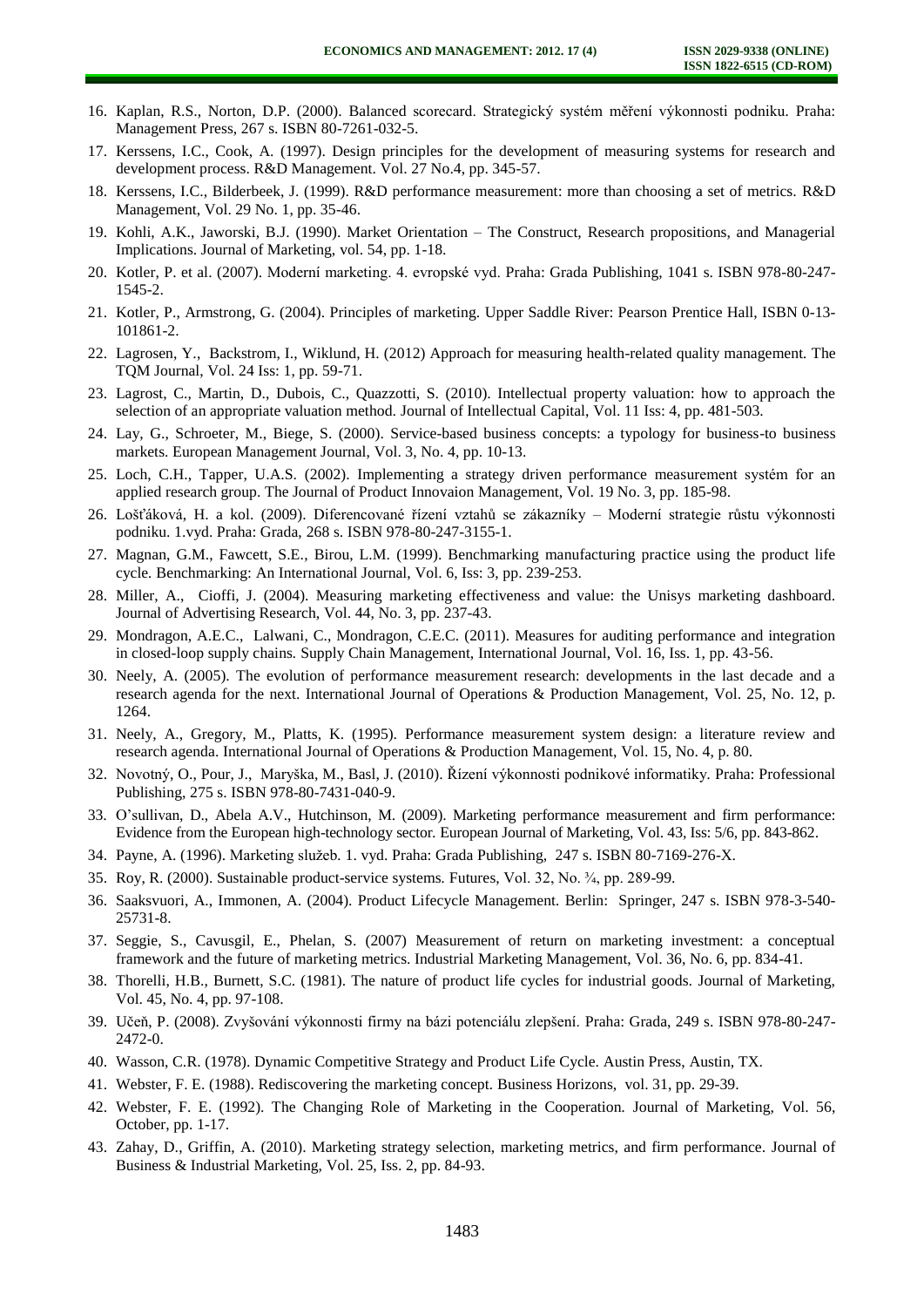16. Kaplan, R.S., Norton, D.P. (2000). Balanced scorecard. Strategický systém měření výkonnosti podniku. Praha: Management Press, 267 s. ISBN 80-7261-032-5.
17. Kerssens, I.C., Cook, A. (1997). Design principles for the development of measuring systems for research and development process. R&D Management. Vol. 27 No.4, pp. 345-57.
18. Kerssens, I.C., Bilderbeek, J. (1999). R&D performance measurement: more than choosing a set of metrics. R&D Management, Vol. 29 No. 1, pp. 35-46.
19. Kohli, A.K., Jaworski, B.J. (1990). Market Orientation – The Construct, Research propositions, and Managerial Implications. Journal of Marketing, vol. 54, pp. 1-18.
20. Kotler, P. et al. (2007). Moderní marketing. 4. evropské vyd. Praha: Grada Publishing, 1041 s. ISBN 978-80-247-1545-2.
21. Kotler, P., Armstrong, G. (2004). Principles of marketing. Upper Saddle River: Pearson Prentice Hall, ISBN 0-13-101861-2.
22. Lagrosen, Y., Backstrom, I., Wiklund, H. (2012) Approach for measuring health-related quality management. The TQM Journal, Vol. 24 Iss: 1, pp. 59-71.
23. Lagrost, C., Martin, D., Dubois, C., Quazzotti, S. (2010). Intellectual property valuation: how to approach the selection of an appropriate valuation method. Journal of Intellectual Capital, Vol. 11 Iss: 4, pp. 481-503.
24. Lay, G., Schroeter, M., Biege, S. (2000). Service-based business concepts: a typology for business-to business markets. European Management Journal, Vol. 3, No. 4, pp. 10-13.
25. Loch, C.H., Tapper, U.A.S. (2002). Implementing a strategy driven performance measurement systém for an applied research group. The Journal of Product Innovaion Management, Vol. 19 No. 3, pp. 185-98.
26. Lošťáková, H. a kol. (2009). Diferencované řízení vztahů se zákazníky – Moderní strategie růstu výkonnosti podniku. 1.vyd. Praha: Grada, 268 s. ISBN 978-80-247-3155-1.
27. Magnan, G.M., Fawcett, S.E., Birou, L.M. (1999). Benchmarking manufacturing practice using the product life cycle. Benchmarking: An International Journal, Vol. 6, Iss: 3, pp. 239-253.
28. Miller, A., Cioffi, J. (2004). Measuring marketing effectiveness and value: the Unisys marketing dashboard. Journal of Advertising Research, Vol. 44, No. 3, pp. 237-43.
29. Mondragon, A.E.C., Lalwani, C., Mondragon, C.E.C. (2011). Measures for auditing performance and integration in closed-loop supply chains. Supply Chain Management, International Journal, Vol. 16, Iss. 1, pp. 43-56.
30. Neely, A. (2005). The evolution of performance measurement research: developments in the last decade and a research agenda for the next. International Journal of Operations & Production Management, Vol. 25, No. 12, p. 1264.
31. Neely, A., Gregory, M., Platts, K. (1995). Performance measurement system design: a literature review and research agenda. International Journal of Operations & Production Management, Vol. 15, No. 4, p. 80.
32. Novotný, O., Pour, J., Maryška, M., Basl, J. (2010). Řízení výkonnosti podnikové informatiky. Praha: Professional Publishing, 275 s. ISBN 978-80-7431-040-9.
33. O'sullivan, D., Abela A.V., Hutchinson, M. (2009). Marketing performance measurement and firm performance: Evidence from the European high-technology sector. European Journal of Marketing, Vol. 43, Iss: 5/6, pp. 843-862.
34. Payne, A. (1996). Marketing služeb. 1. vyd. Praha: Grada Publishing, 247 s. ISBN 80-7169-276-X.
35. Roy, R. (2000). Sustainable product-service systems. Futures, Vol. 32, No. ¾, pp. 289-99.
36. Saaksvuori, A., Immonen, A. (2004). Product Lifecycle Management. Berlin: Springer, 247 s. ISBN 978-3-540-25731-8.
37. Seggie, S., Cavusgil, E., Phelan, S. (2007) Measurement of return on marketing investment: a conceptual framework and the future of marketing metrics. Industrial Marketing Management, Vol. 36, No. 6, pp. 834-41.
38. Thorelli, H.B., Burnett, S.C. (1981). The nature of product life cycles for industrial goods. Journal of Marketing, Vol. 45, No. 4, pp. 97-108.
39. Učeň, P. (2008). Zvyšování výkonnosti firmy na bázi potenciálu zlepšení. Praha: Grada, 249 s. ISBN 978-80-247-2472-0.
40. Wasson, C.R. (1978). Dynamic Competitive Strategy and Product Life Cycle. Austin Press, Austin, TX.
41. Webster, F. E. (1988). Rediscovering the marketing concept. Business Horizons, vol. 31, pp. 29-39.
42. Webster, F. E. (1992). The Changing Role of Marketing in the Cooperation. Journal of Marketing, Vol. 56, October, pp. 1-17.
43. Zahay, D., Griffin, A. (2010). Marketing strategy selection, marketing metrics, and firm performance. Journal of Business & Industrial Marketing, Vol. 25, Iss. 2, pp. 84-93.